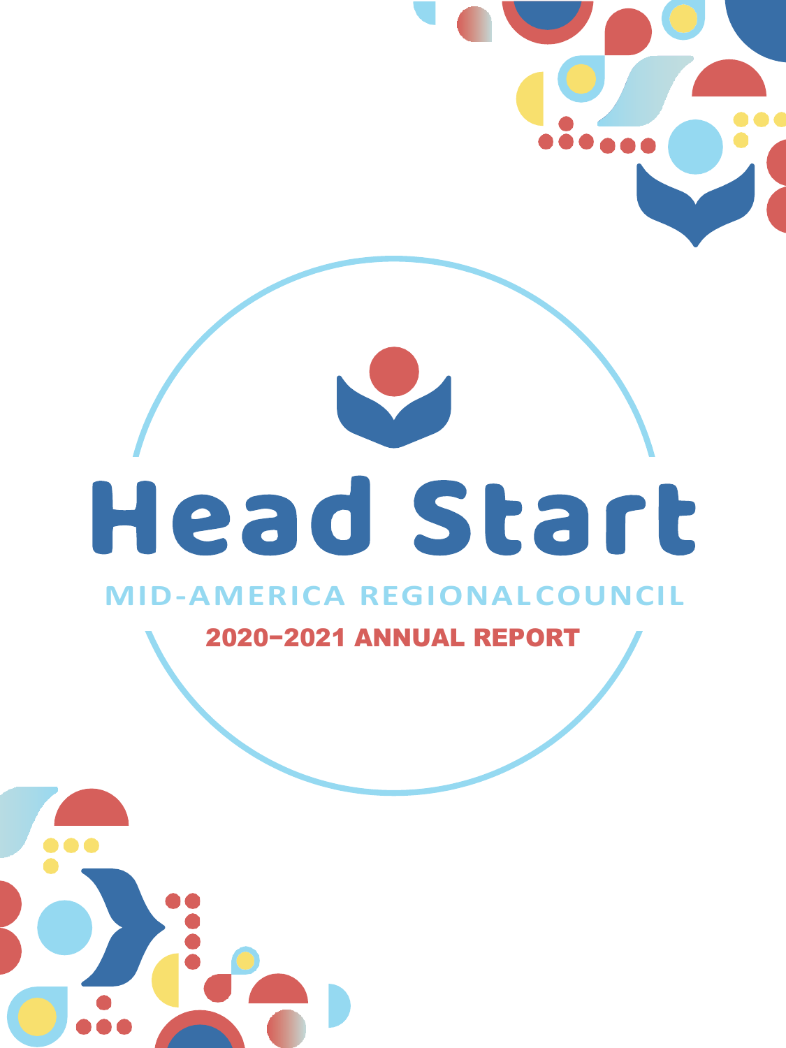# Head Start

## MID-AMERICA REGIONALCOUNCIL

### 2020–2021 ANNUAL REPORT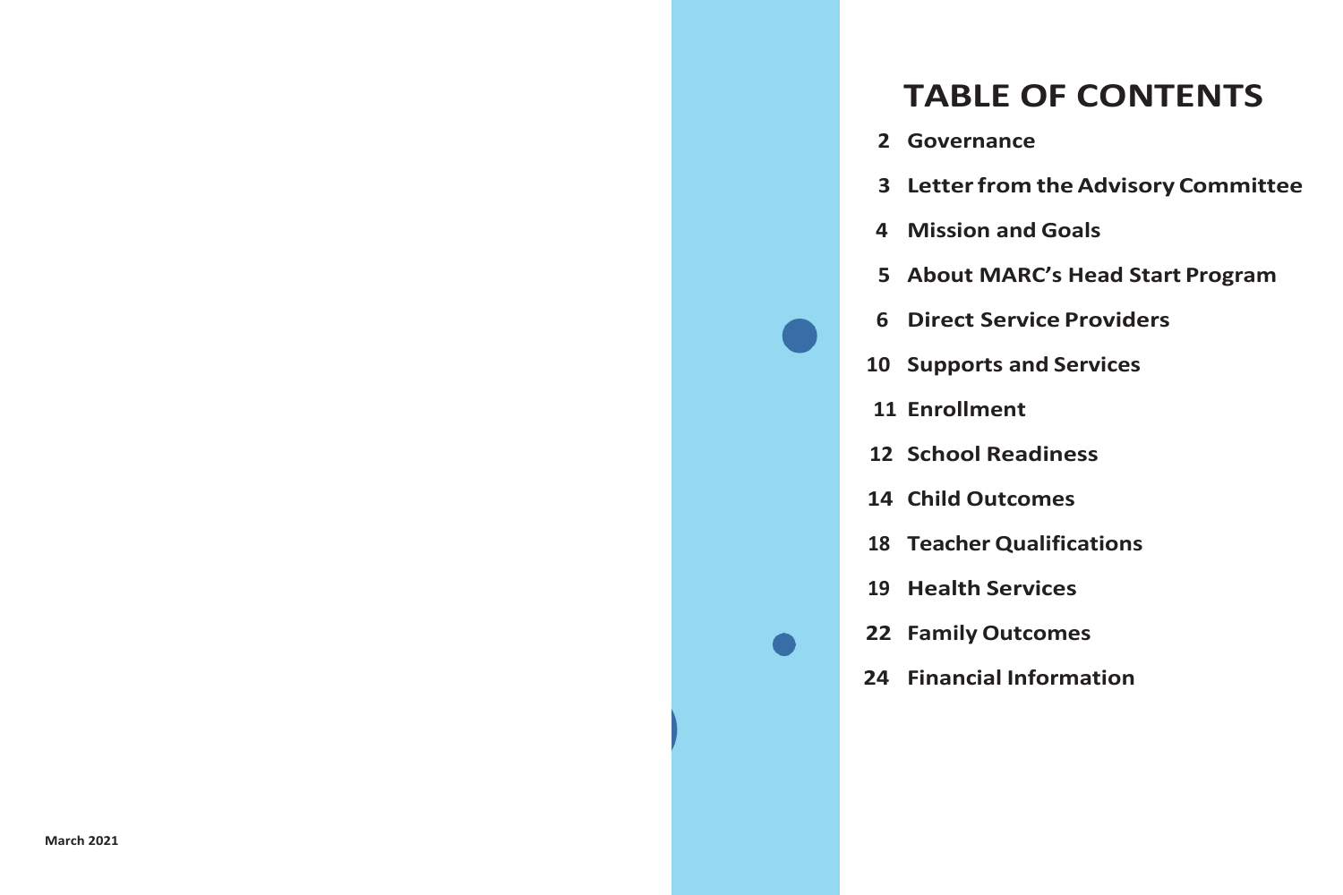March 2021

# TABLE OF CONTENTS

- 2 Governance
- 3 Letter from the Advisory Committee
- 4 Mission and Goals
- 5 About MARC's Head Start Program
- 6 Direct Service Providers
- 10 Supports and Services
- 11 Enrollment
- 12 School Readiness
- 14 Child Outcomes
- 18 Teacher Qualifications
- 19 Health Services
- 22 Family Outcomes
- 24 Financial Information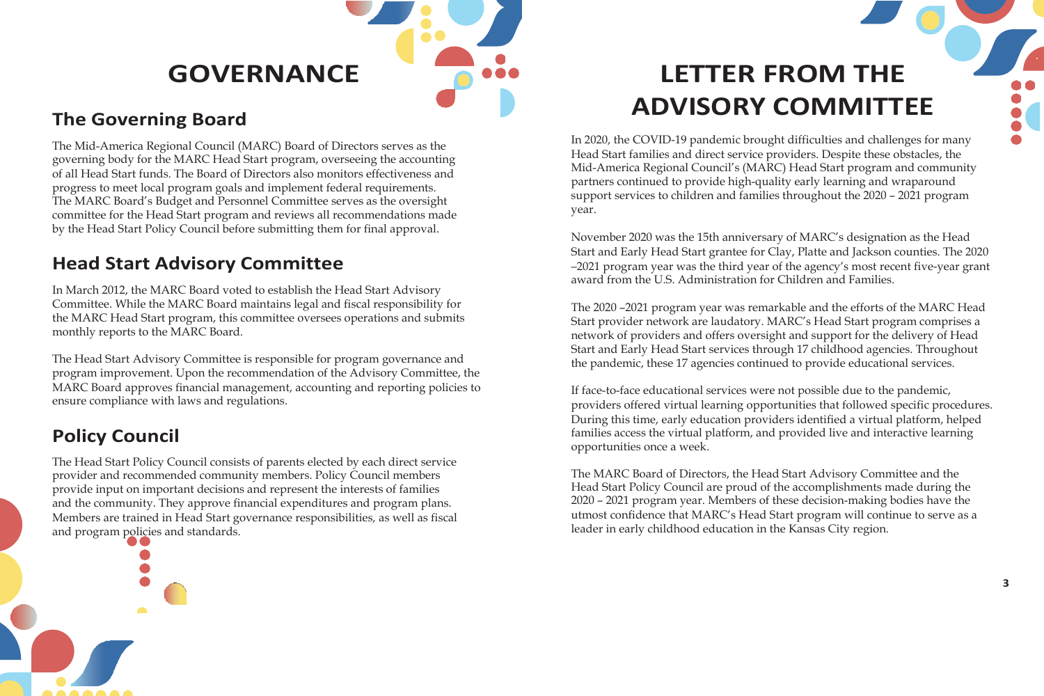# GOVERNANCE

## The Governing Board

The Mid-America Regional Council (MARC) Board of Directors serves as the governing body for the MARC Head Start program, overseeing the accounting of all Head Start funds. The Board of Directors also monitors effectiveness and progress to meet local program goals and implement federal requirements. The MARC Board's Budget and Personnel Committee serves as the oversight committee for the Head Start program and reviews all recommendations made by the Head Start Policy Council before submitting them for final approval.

## Head Start Advisory Committee

In March 2012, the MARC Board voted to establish the Head Start Advisory Committee. While the MARC Board maintains legal and fiscal responsibility for the MARC Head Start program, this committee oversees operations and submits monthly reports to the MARC Board.

The Head Start Advisory Committee is responsible for program governance and program improvement. Upon the recommendation of the Advisory Committee, the MARC Board approves financial management, accounting and reporting policies to ensure compliance with laws and regulations.

## Policy Council

The Head Start Policy Council consists of parents elected by each direct service provider and recommended community members. Policy Council members provide input on important decisions and represent the interests of families and the community. They approve financial expenditures and program plans. Members are trained in Head Start governance responsibilities, as well as fiscal and program policies and standards.

# LETTER FROM THE ADVISORY COMMITTEE

In 2020, the COVID-19 pandemic brought difficulties and challenges for many Head Start families and direct service providers. Despite these obstacles, the Mid-America Regional Council's (MARC) Head Start program and community partners continued to provide high-quality early learning and wraparound support services to children and families throughout the 2020 – 2021 program year.

November 2020 was the 15th anniversary of MARC's designation as the Head Start and Early Head Start grantee for Clay, Platte and Jackson counties. The 2020 –2021 program year was the third year of the agency's most recent five-year grant award from the U.S. Administration for Children and Families.

The 2020 –2021 program year was remarkable and the efforts of the MARC Head Start provider network are laudatory. MARC's Head Start program comprises a network of providers and offers oversight and support for the delivery of Head Start and Early Head Start services through 17 childhood agencies. Throughout the pandemic, these 17 agencies continued to provide educational services.

If face-to-face educational services were not possible due to the pandemic, providers offered virtual learning opportunities that followed specific procedures. During this time, early education providers identified a virtual platform, helped families access the virtual platform, and provided live and interactive learning opportunities once a week.

The MARC Board of Directors, the Head Start Advisory Committee and the Head Start Policy Council are proud of the accomplishments made during the 2020 – 2021 program year. Members of these decision-making bodies have the utmost confidence that MARC's Head Start program will continue to serve as a leader in early childhood education in the Kansas City region.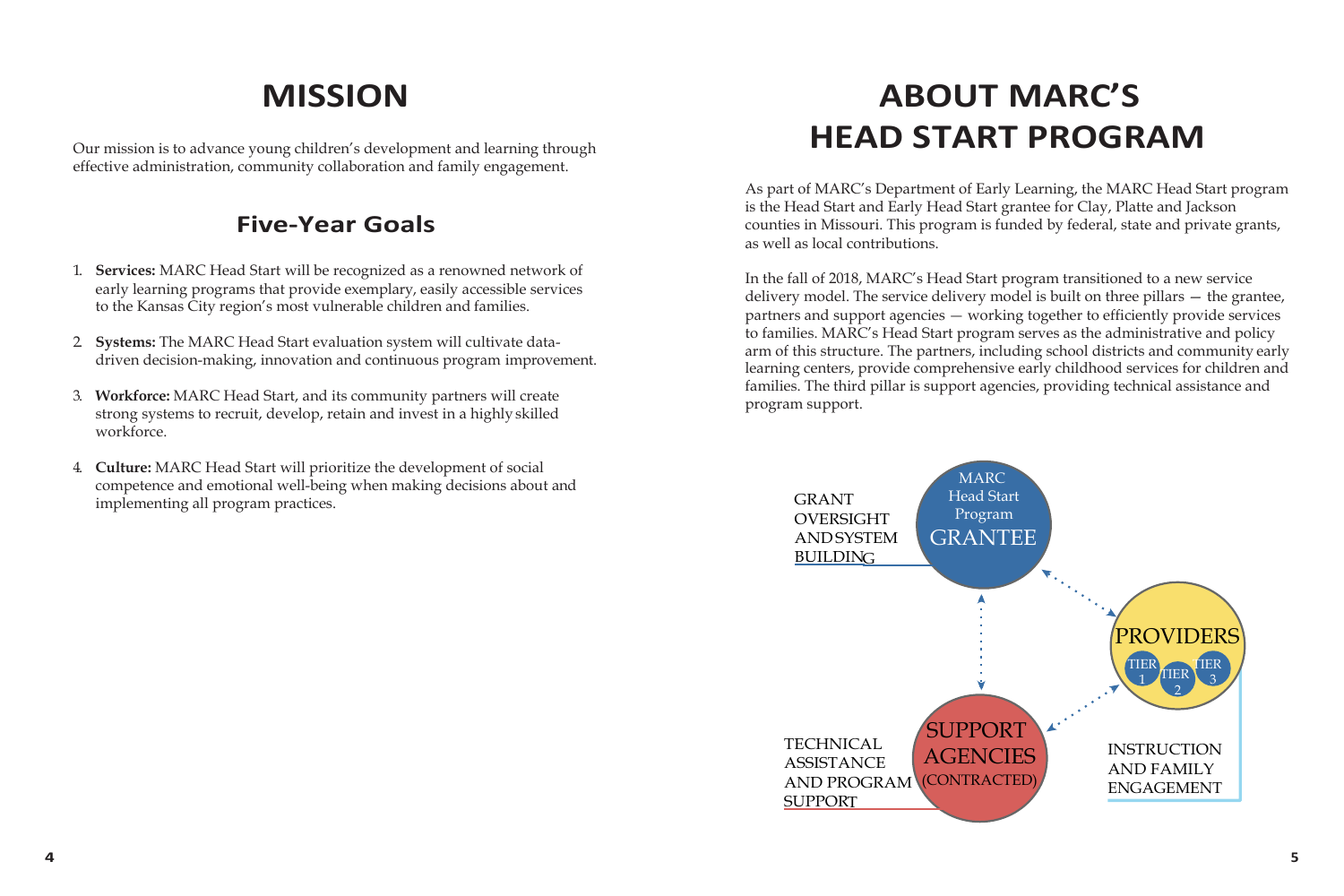# MISSION

Our mission is to advance young children's development and learning through effective administration, community collaboration and family engagement.

## Five-Year Goals

1. **Services:** MARC Head Start will be recognized as a renowned network of early learning programs that provide exemplary, easily accessible services to the Kansas City region's most vulnerable children and families.
2. **Systems:** The MARC Head Start evaluation system will cultivate data-driven decision-making, innovation and continuous program improvement.
3. **Workforce:** MARC Head Start, and its community partners will create strong systems to recruit, develop, retain and invest in a highly skilled workforce.
4. **Culture:** MARC Head Start will prioritize the development of social competence and emotional well-being when making decisions about and implementing all program practices.

# ABOUT MARC'S HEAD START PROGRAM

As part of MARC's Department of Early Learning, the MARC Head Start program is the Head Start and Early Head Start grantee for Clay, Platte and Jackson counties in Missouri. This program is funded by federal, state and private grants, as well as local contributions.

In the fall of 2018, MARC's Head Start program transitioned to a new service delivery model. The service delivery model is built on three pillars — the grantee, partners and support agencies — working together to efficiently provide services to families. MARC's Head Start program serves as the administrative and policy arm of this structure. The partners, including school districts and community early learning centers, provide comprehensive early childhood services for children and families. The third pillar is support agencies, providing technical assistance and program support.

GRANT OVERSIGHT AND SYSTEM BUILDING — MARC Head Start Program GRANTEE

PROVIDERS — TIER 1, TIER 2, TIER 3 — INSTRUCTION AND FAMILY ENGAGEMENT

SUPPORT AGENCIES (CONTRACTED) — TECHNICAL ASSISTANCE AND PROGRAM SUPPORT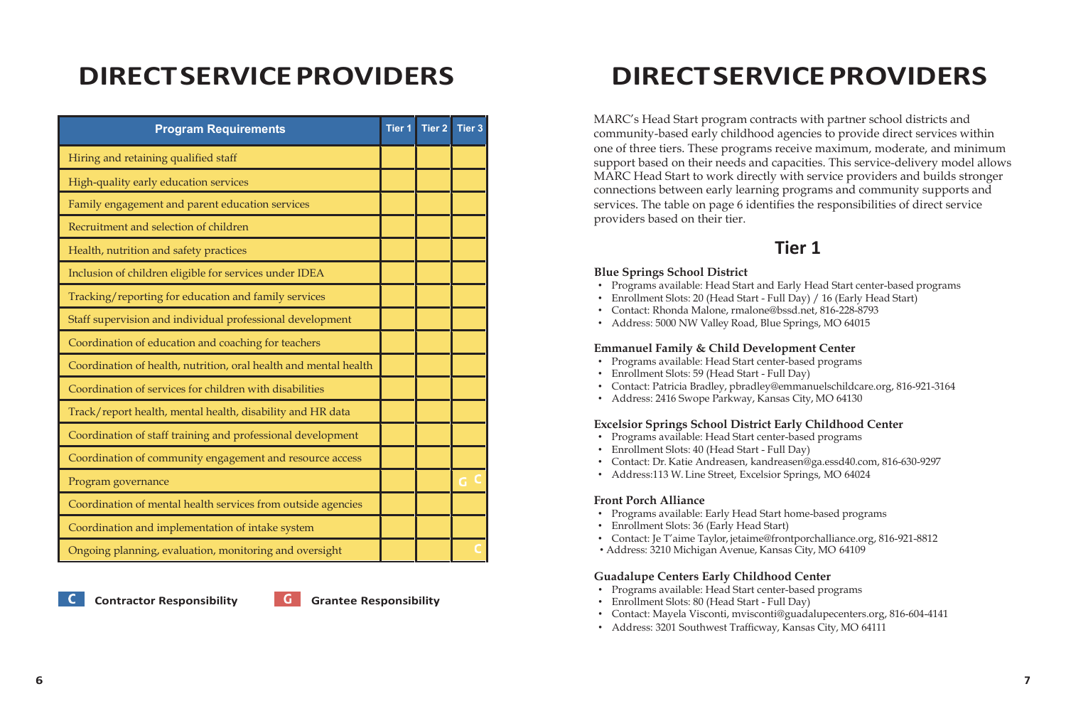# DIRECT SERVICE PROVIDERS

| Program Requirements | Tier 1 | Tier 2 | Tier 3 |
| --- | --- | --- | --- |
| Hiring and retaining qualified staff | | | |
| High-quality early education services | | | |
| Family engagement and parent education services | | | |
| Recruitment and selection of children | | | |
| Health, nutrition and safety practices | | | |
| Inclusion of children eligible for services under IDEA | | | |
| Tracking/reporting for education and family services | | | |
| Staff supervision and individual professional development | | | |
| Coordination of education and coaching for teachers | | | |
| Coordination of health, nutrition, oral health and mental health | | | |
| Coordination of services for children with disabilities | | | |
| Track/report health, mental health, disability and HR data | | | |
| Coordination of staff training and professional development | | | |
| Coordination of community engagement and resource access | | | |
| Program governance | | | G C |
| Coordination of mental health services from outside agencies | | | |
| Coordination and implementation of intake system | | | |
| Ongoing planning, evaluation, monitoring and oversight | | | C |

**C** Contractor Responsibility **G** Grantee Responsibility

# DIRECT SERVICE PROVIDERS

MARC's Head Start program contracts with partner school districts and community-based early childhood agencies to provide direct services within one of three tiers. These programs receive maximum, moderate, and minimum support based on their needs and capacities. This service-delivery model allows MARC Head Start to work directly with service providers and builds stronger connections between early learning programs and community supports and services. The table on page 6 identifies the responsibilities of direct service providers based on their tier.

## Tier 1

**Blue Springs School District**
- Programs available: Head Start and Early Head Start center-based programs
- Enrollment Slots: 20 (Head Start - Full Day) / 16 (Early Head Start)
- Contact: Rhonda Malone, rmalone@bssd.net, 816-228-8793
- Address: 5000 NW Valley Road, Blue Springs, MO 64015

**Emmanuel Family & Child Development Center**
- Programs available: Head Start center-based programs
- Enrollment Slots: 59 (Head Start - Full Day)
- Contact: Patricia Bradley, pbradley@emmanuelschildcare.org, 816-921-3164
- Address: 2416 Swope Parkway, Kansas City, MO 64130

**Excelsior Springs School District Early Childhood Center**
- Programs available: Head Start center-based programs
- Enrollment Slots: 40 (Head Start - Full Day)
- Contact: Dr. Katie Andreasen, kandreasen@ga.essd40.com, 816-630-9297
- Address:113 W. Line Street, Excelsior Springs, MO 64024

**Front Porch Alliance**
- Programs available: Early Head Start home-based programs
- Enrollment Slots: 36 (Early Head Start)
- Contact: Je T'aime Taylor, jetaime@frontporchalliance.org, 816-921-8812
- Address: 3210 Michigan Avenue, Kansas City, MO 64109

**Guadalupe Centers Early Childhood Center**
- Programs available: Head Start center-based programs
- Enrollment Slots: 80 (Head Start - Full Day)
- Contact: Mayela Visconti, mvisconti@guadalupecenters.org, 816-604-4141
- Address: 3201 Southwest Trafficway, Kansas City, MO 64111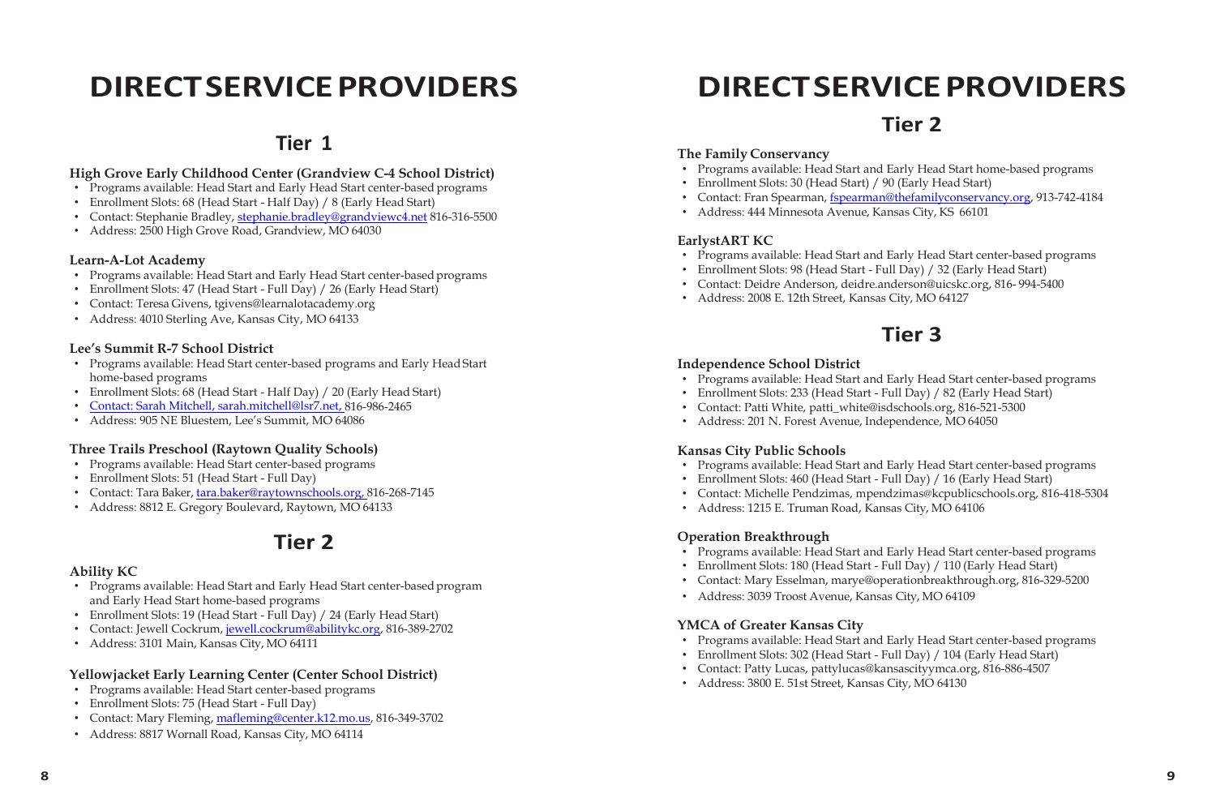# DIRECT SERVICE PROVIDERS

## Tier 1

### High Grove Early Childhood Center (Grandview C-4 School District)

- Programs available: Head Start and Early Head Start center-based programs
- Enrollment Slots: 68 (Head Start - Half Day) / 8 (Early Head Start)
- Contact: Stephanie Bradley, stephanie.bradley@grandviewc4.net 816-316-5500
- Address: 2500 High Grove Road, Grandview, MO 64030

### Learn-A-Lot Academy

- Programs available: Head Start and Early Head Start center-based programs
- Enrollment Slots: 47 (Head Start - Full Day) / 26 (Early Head Start)
- Contact: Teresa Givens, tgivens@learnalotacademy.org
- Address: 4010 Sterling Ave, Kansas City, MO 64133

### Lee's Summit R-7 School District

- Programs available: Head Start center-based programs and Early Head Start home-based programs
- Enrollment Slots: 68 (Head Start - Half Day) / 20 (Early Head Start)
- Contact: Sarah Mitchell, sarah.mitchell@lsr7.net, 816-986-2465
- Address: 905 NE Bluestem, Lee's Summit, MO 64086

### Three Trails Preschool (Raytown Quality Schools)

- Programs available: Head Start center-based programs
- Enrollment Slots: 51 (Head Start - Full Day)
- Contact: Tara Baker, tara.baker@raytownschools.org, 816-268-7145
- Address: 8812 E. Gregory Boulevard, Raytown, MO 64133

## Tier 2

### Ability KC

- Programs available: Head Start and Early Head Start center-based program and Early Head Start home-based programs
- Enrollment Slots: 19 (Head Start - Full Day) / 24 (Early Head Start)
- Contact: Jewell Cockrum, jewell.cockrum@abilitykc.org, 816-389-2702
- Address: 3101 Main, Kansas City, MO 64111

### Yellowjacket Early Learning Center (Center School District)

- Programs available: Head Start center-based programs
- Enrollment Slots: 75 (Head Start - Full Day)
- Contact: Mary Fleming, mafleming@center.k12.mo.us, 816-349-3702
- Address: 8817 Wornall Road, Kansas City, MO 64114

# DIRECT SERVICE PROVIDERS

## Tier 2

### The Family Conservancy

- Programs available: Head Start and Early Head Start home-based programs
- Enrollment Slots: 30 (Head Start) / 90 (Early Head Start)
- Contact: Fran Spearman, fspearman@thefamilyconservancy.org, 913-742-4184
- Address: 444 Minnesota Avenue, Kansas City, KS 66101

### EarlystART KC

- Programs available: Head Start and Early Head Start center-based programs
- Enrollment Slots: 98 (Head Start - Full Day) / 32 (Early Head Start)
- Contact: Deidre Anderson, deidre.anderson@uicskc.org, 816- 994-5400
- Address: 2008 E. 12th Street, Kansas City, MO 64127

## Tier 3

### Independence School District

- Programs available: Head Start and Early Head Start center-based programs
- Enrollment Slots: 233 (Head Start - Full Day) / 82 (Early Head Start)
- Contact: Patti White, patti_white@isdschools.org, 816-521-5300
- Address: 201 N. Forest Avenue, Independence, MO 64050

### Kansas City Public Schools

- Programs available: Head Start and Early Head Start center-based programs
- Enrollment Slots: 460 (Head Start - Full Day) / 16 (Early Head Start)
- Contact: Michelle Pendzimas, mpendzimas@kcpublicschools.org, 816-418-5304
- Address: 1215 E. Truman Road, Kansas City, MO 64106

### Operation Breakthrough

- Programs available: Head Start and Early Head Start center-based programs
- Enrollment Slots: 180 (Head Start - Full Day) / 110 (Early Head Start)
- Contact: Mary Esselman, marye@operationbreakthrough.org, 816-329-5200
- Address: 3039 Troost Avenue, Kansas City, MO 64109

### YMCA of Greater Kansas City

- Programs available: Head Start and Early Head Start center-based programs
- Enrollment Slots: 302 (Head Start - Full Day) / 104 (Early Head Start)
- Contact: Patty Lucas, pattylucas@kansascityymca.org, 816-886-4507
- Address: 3800 E. 51st Street, Kansas City, MO 64130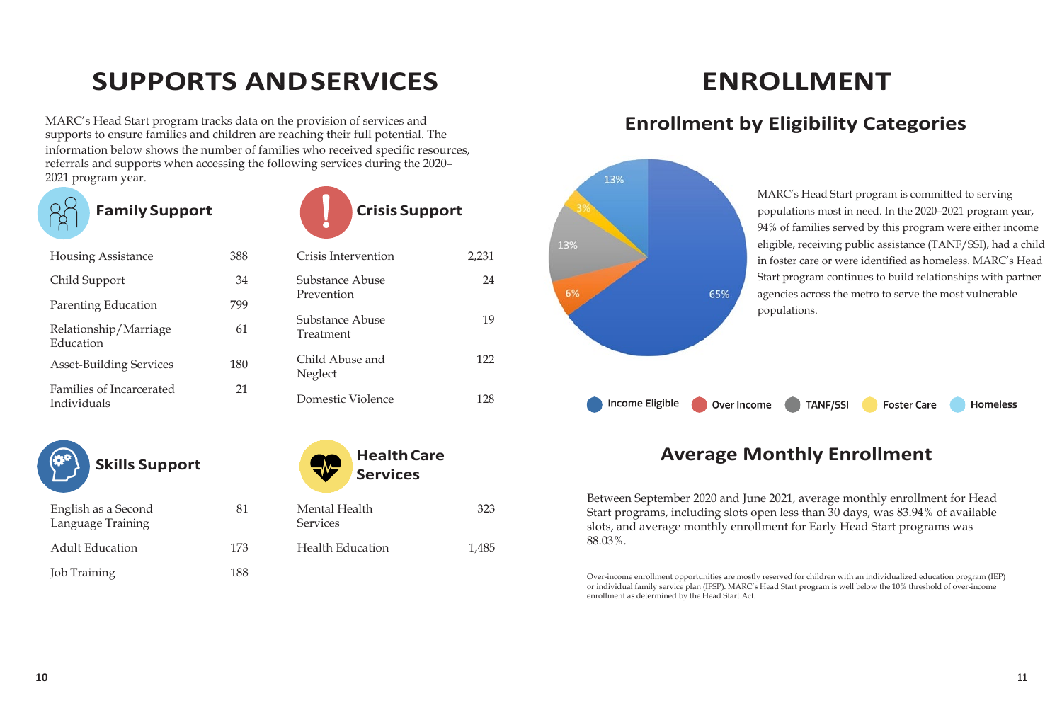# SUPPORTS AND SERVICES

MARC's Head Start program tracks data on the provision of services and supports to ensure families and children are reaching their full potential. The information below shows the number of families who received specific resources, referrals and supports when accessing the following services during the 2020–2021 program year.

## Family Support

| Service | Families |
| --- | --- |
| Housing Assistance | 388 |
| Child Support | 34 |
| Parenting Education | 799 |
| Relationship/Marriage Education | 61 |
| Asset-Building Services | 180 |
| Families of Incarcerated Individuals | 21 |

## Crisis Support

| Service | Families |
| --- | --- |
| Crisis Intervention | 2,231 |
| Substance Abuse Prevention | 24 |
| Substance Abuse Treatment | 19 |
| Child Abuse and Neglect | 122 |
| Domestic Violence | 128 |

## Skills Support

| Service | Families |
| --- | --- |
| English as a Second Language Training | 81 |
| Adult Education | 173 |
| Job Training | 188 |

## Health Care Services

| Service | Families |
| --- | --- |
| Mental Health Services | 323 |
| Health Education | 1,485 |

# ENROLLMENT

## Enrollment by Eligibility Categories

| Category | Percent |
| --- | --- |
| Income Eligible | 65% |
| Over Income | 6% |
| TANF/SSI | 13% |
| Foster Care | 3% |
| Homeless | 13% |

MARC's Head Start program is committed to serving populations most in need. In the 2020–2021 program year, 94% of families served by this program were either income eligible, receiving public assistance (TANF/SSI), had a child in foster care or were identified as homeless. MARC's Head Start program continues to build relationships with partner agencies across the metro to serve the most vulnerable populations.

## Average Monthly Enrollment

Between September 2020 and June 2021, average monthly enrollment for Head Start programs, including slots open less than 30 days, was 83.94% of available slots, and average monthly enrollment for Early Head Start programs was 88.03%.

Over-income enrollment opportunities are mostly reserved for children with an individualized education program (IEP) or individual family service plan (IFSP). MARC's Head Start program is well below the 10% threshold of over-income enrollment as determined by the Head Start Act.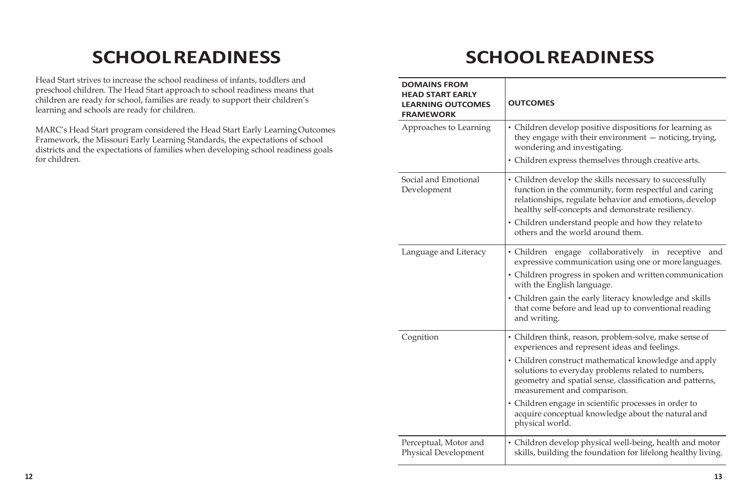# SCHOOL READINESS

Head Start strives to increase the school readiness of infants, toddlers and preschool children. The Head Start approach to school readiness means that children are ready for school, families are ready to support their children's learning and schools are ready for children.

MARC's Head Start program considered the Head Start Early Learning Outcomes Framework, the Missouri Early Learning Standards, the expectations of school districts and the expectations of families when developing school readiness goals for children.

# SCHOOL READINESS

| DOMAINS FROM HEAD START EARLY LEARNING OUTCOMES FRAMEWORK | OUTCOMES |
|---|---|
| Approaches to Learning | • Children develop positive dispositions for learning as they engage with their environment — noticing, trying, wondering and investigating.<br>• Children express themselves through creative arts. |
| Social and Emotional Development | • Children develop the skills necessary to successfully function in the community, form respectful and caring relationships, regulate behavior and emotions, develop healthy self-concepts and demonstrate resiliency.<br>• Children understand people and how they relate to others and the world around them. |
| Language and Literacy | • Children engage collaboratively in receptive and expressive communication using one or more languages.<br>• Children progress in spoken and written communication with the English language.<br>• Children gain the early literacy knowledge and skills that come before and lead up to conventional reading and writing. |
| Cognition | • Children think, reason, problem-solve, make sense of experiences and represent ideas and feelings.<br>• Children construct mathematical knowledge and apply solutions to everyday problems related to numbers, geometry and spatial sense, classification and patterns, measurement and comparison.<br>• Children engage in scientific processes in order to acquire conceptual knowledge about the natural and physical world. |
| Perceptual, Motor and Physical Development | • Children develop physical well-being, health and motor skills, building the foundation for lifelong healthy living. |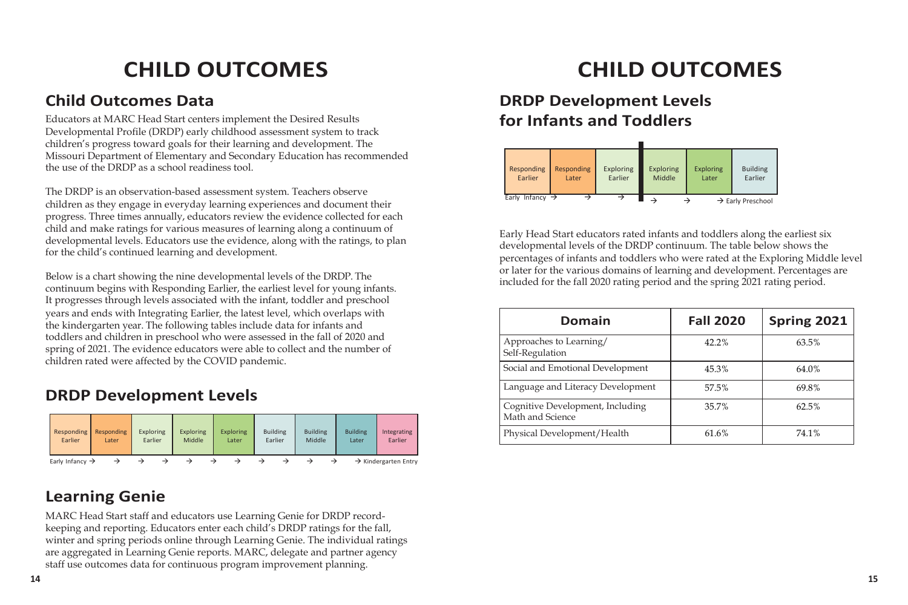# CHILD OUTCOMES

## Child Outcomes Data

Educators at MARC Head Start centers implement the Desired Results Developmental Profile (DRDP) early childhood assessment system to track children's progress toward goals for their learning and development. The Missouri Department of Elementary and Secondary Education has recommended the use of the DRDP as a school readiness tool.

The DRDP is an observation-based assessment system. Teachers observe children as they engage in everyday learning experiences and document their progress. Three times annually, educators review the evidence collected for each child and make ratings for various measures of learning along a continuum of developmental levels. Educators use the evidence, along with the ratings, to plan for the child's continued learning and development.

Below is a chart showing the nine developmental levels of the DRDP. The continuum begins with Responding Earlier, the earliest level for young infants. It progresses through levels associated with the infant, toddler and preschool years and ends with Integrating Earlier, the latest level, which overlaps with the kindergarten year. The following tables include data for infants and toddlers and children in preschool who were assessed in the fall of 2020 and spring of 2021. The evidence educators were able to collect and the number of children rated were affected by the COVID pandemic.

## DRDP Development Levels

| Responding Earlier | Responding Later | Exploring Earlier | Exploring Middle | Exploring Later | Building Earlier | Building Middle | Building Later | Integrating Earlier |
|---|---|---|---|---|---|---|---|---|

Early Infancy → → → → → → → → → → → → Kindergarten Entry

## Learning Genie

MARC Head Start staff and educators use Learning Genie for DRDP record-keeping and reporting. Educators enter each child's DRDP ratings for the fall, winter and spring periods online through Learning Genie. The individual ratings are aggregated in Learning Genie reports. MARC, delegate and partner agency staff use outcomes data for continuous program improvement planning.

# CHILD OUTCOMES

## DRDP Development Levels for Infants and Toddlers

| Responding Earlier | Responding Later | Exploring Earlier | Exploring Middle | Exploring Later | Building Earlier |
|---|---|---|---|---|---|

Early Infancy → → → → → → Early Preschool

Early Head Start educators rated infants and toddlers along the earliest six developmental levels of the DRDP continuum. The table below shows the percentages of infants and toddlers who were rated at the Exploring Middle level or later for the various domains of learning and development. Percentages are included for the fall 2020 rating period and the spring 2021 rating period.

| Domain | Fall 2020 | Spring 2021 |
|---|---|---|
| Approaches to Learning/ Self-Regulation | 42.2% | 63.5% |
| Social and Emotional Development | 45.3% | 64.0% |
| Language and Literacy Development | 57.5% | 69.8% |
| Cognitive Development, Including Math and Science | 35.7% | 62.5% |
| Physical Development/Health | 61.6% | 74.1% |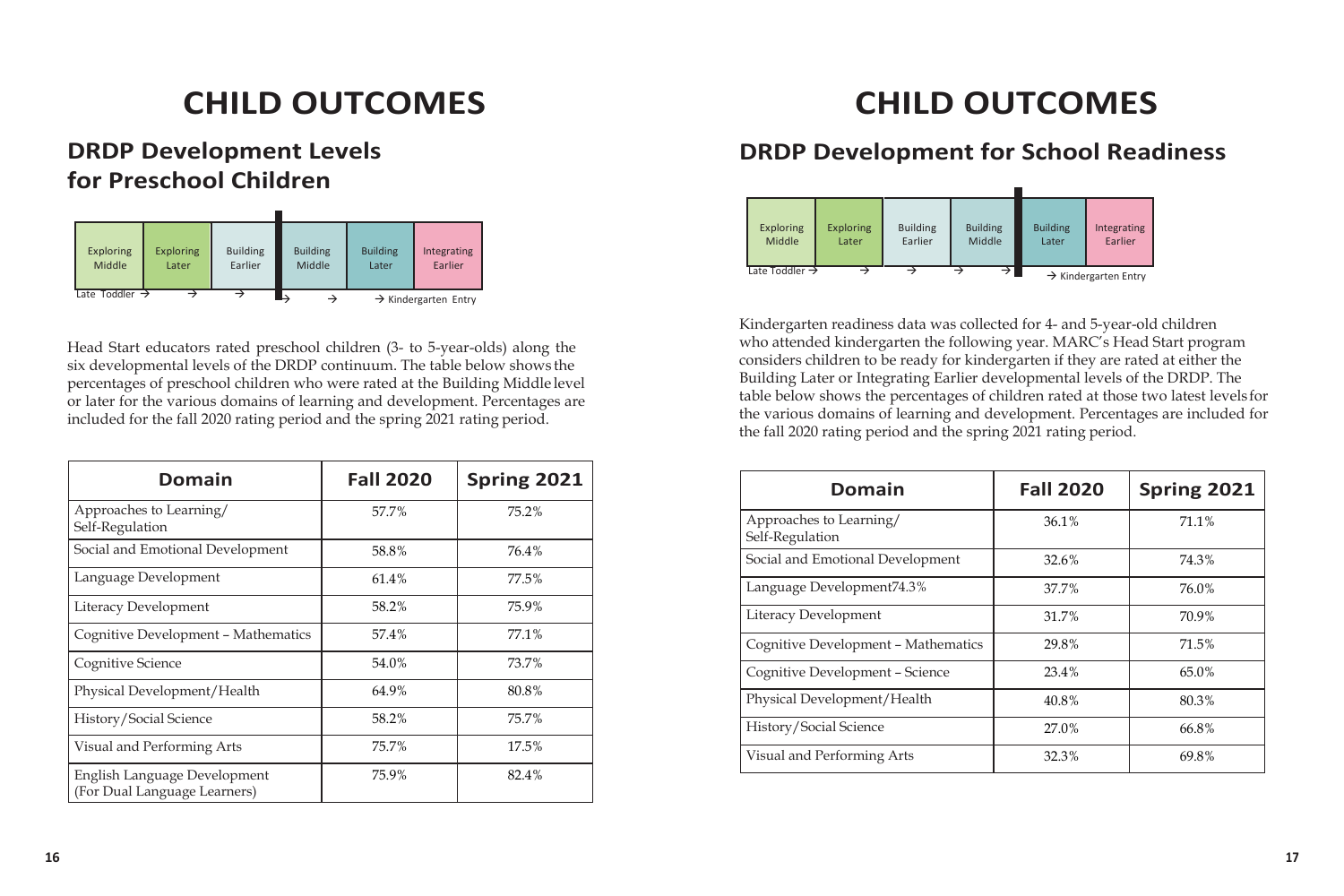# CHILD OUTCOMES

## DRDP Development Levels for Preschool Children

| Exploring Middle | Exploring Later | Building Earlier | Building Middle | Building Later | Integrating Earlier |
|---|---|---|---|---|---|
| Late Toddler → | → | → | → | → | → Kindergarten Entry |

Head Start educators rated preschool children (3- to 5-year-olds) along the six developmental levels of the DRDP continuum. The table below shows the percentages of preschool children who were rated at the Building Middle level or later for the various domains of learning and development. Percentages are included for the fall 2020 rating period and the spring 2021 rating period.

| Domain | Fall 2020 | Spring 2021 |
|---|---|---|
| Approaches to Learning/ Self-Regulation | 57.7% | 75.2% |
| Social and Emotional Development | 58.8% | 76.4% |
| Language Development | 61.4% | 77.5% |
| Literacy Development | 58.2% | 75.9% |
| Cognitive Development – Mathematics | 57.4% | 77.1% |
| Cognitive Science | 54.0% | 73.7% |
| Physical Development/Health | 64.9% | 80.8% |
| History/Social Science | 58.2% | 75.7% |
| Visual and Performing Arts | 75.7% | 17.5% |
| English Language Development (For Dual Language Learners) | 75.9% | 82.4% |

# CHILD OUTCOMES

## DRDP Development for School Readiness

| Exploring Middle | Exploring Later | Building Earlier | Building Middle | Building Later | Integrating Earlier |
|---|---|---|---|---|---|
| Late Toddler → | → | → | → | → | → Kindergarten Entry |

Kindergarten readiness data was collected for 4- and 5-year-old children who attended kindergarten the following year. MARC's Head Start program considers children to be ready for kindergarten if they are rated at either the Building Later or Integrating Earlier developmental levels of the DRDP. The table below shows the percentages of children rated at those two latest levels for the various domains of learning and development. Percentages are included for the fall 2020 rating period and the spring 2021 rating period.

| Domain | Fall 2020 | Spring 2021 |
|---|---|---|
| Approaches to Learning/ Self-Regulation | 36.1% | 71.1% |
| Social and Emotional Development | 32.6% | 74.3% |
| Language Development74.3% | 37.7% | 76.0% |
| Literacy Development | 31.7% | 70.9% |
| Cognitive Development – Mathematics | 29.8% | 71.5% |
| Cognitive Development – Science | 23.4% | 65.0% |
| Physical Development/Health | 40.8% | 80.3% |
| History/Social Science | 27.0% | 66.8% |
| Visual and Performing Arts | 32.3% | 69.8% |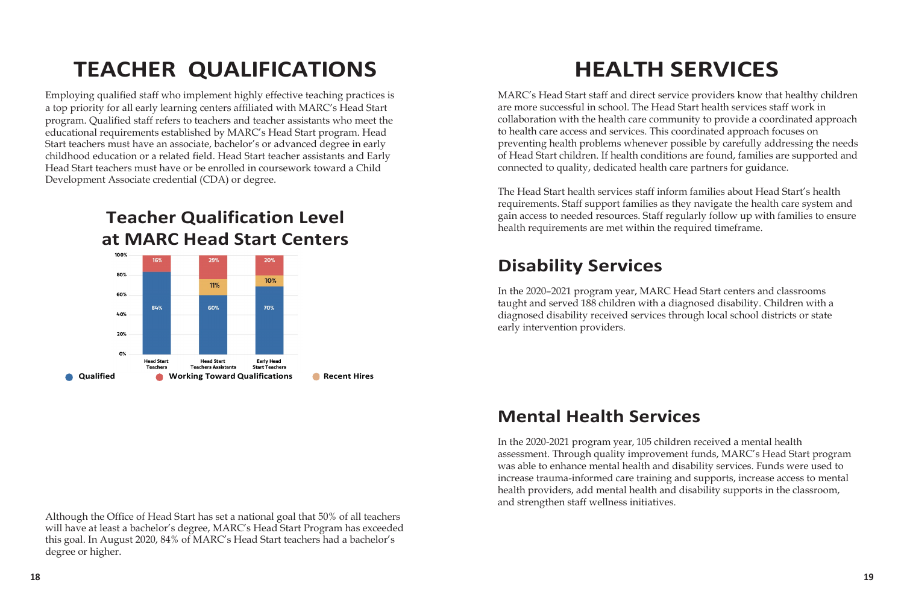# TEACHER QUALIFICATIONS

Employing qualified staff who implement highly effective teaching practices is a top priority for all early learning centers affiliated with MARC's Head Start program. Qualified staff refers to teachers and teacher assistants who meet the educational requirements established by MARC's Head Start program. Head Start teachers must have an associate, bachelor's or advanced degree in early childhood education or a related field. Head Start teacher assistants and Early Head Start teachers must have or be enrolled in coursework toward a Child Development Associate credential (CDA) or degree.

## Teacher Qualification Level at MARC Head Start Centers

| | Head Start Teachers | Head Start Teachers Assistants | Early Head Start Teachers |
|---|---|---|---|
| Qualified | 84% | 60% | 70% |
| Recent Hires | | 11% | 10% |
| Working Toward Qualifications | 16% | 29% | 20% |

Although the Office of Head Start has set a national goal that 50% of all teachers will have at least a bachelor's degree, MARC's Head Start Program has exceeded this goal. In August 2020, 84% of MARC's Head Start teachers had a bachelor's degree or higher.

# HEALTH SERVICES

MARC's Head Start staff and direct service providers know that healthy children are more successful in school. The Head Start health services staff work in collaboration with the health care community to provide a coordinated approach to health care access and services. This coordinated approach focuses on preventing health problems whenever possible by carefully addressing the needs of Head Start children. If health conditions are found, families are supported and connected to quality, dedicated health care partners for guidance.

The Head Start health services staff inform families about Head Start's health requirements. Staff support families as they navigate the health care system and gain access to needed resources. Staff regularly follow up with families to ensure health requirements are met within the required timeframe.

## Disability Services

In the 2020–2021 program year, MARC Head Start centers and classrooms taught and served 188 children with a diagnosed disability. Children with a diagnosed disability received services through local school districts or state early intervention providers.

## Mental Health Services

In the 2020-2021 program year, 105 children received a mental health assessment. Through quality improvement funds, MARC's Head Start program was able to enhance mental health and disability services. Funds were used to increase trauma-informed care training and supports, increase access to mental health providers, add mental health and disability supports in the classroom, and strengthen staff wellness initiatives.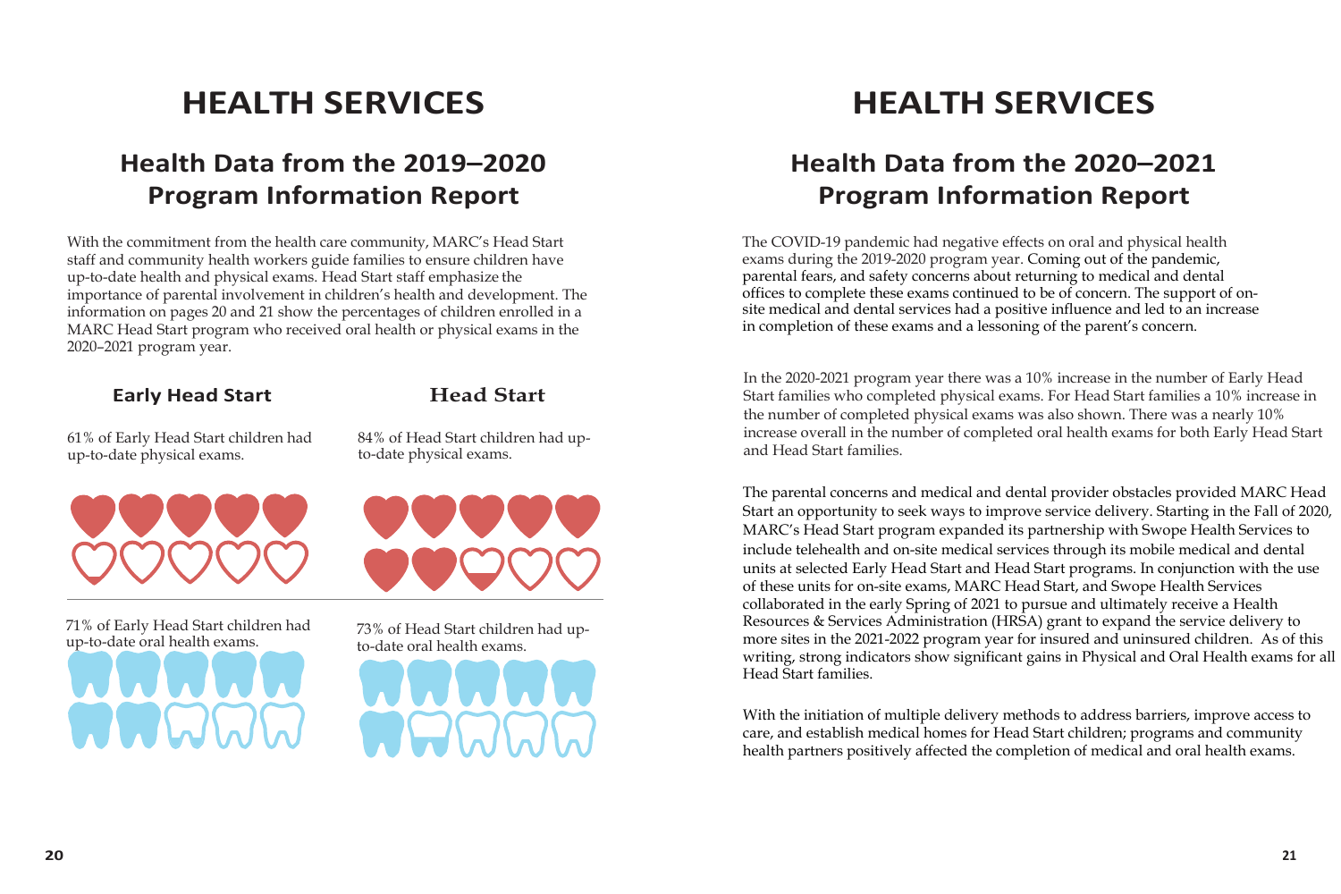# HEALTH SERVICES

## Health Data from the 2019–2020 Program Information Report

With the commitment from the health care community, MARC's Head Start staff and community health workers guide families to ensure children have up-to-date health and physical exams. Head Start staff emphasize the importance of parental involvement in children's health and development. The information on pages 20 and 21 show the percentages of children enrolled in a MARC Head Start program who received oral health or physical exams in the 2020–2021 program year.

### Early Head Start

61% of Early Head Start children had up-to-date physical exams.

71% of Early Head Start children had up-to-date oral health exams.

### Head Start

84% of Head Start children had up-to-date physical exams.

73% of Head Start children had up-to-date oral health exams.

# HEALTH SERVICES

## Health Data from the 2020–2021 Program Information Report

The COVID-19 pandemic had negative effects on oral and physical health exams during the 2019-2020 program year. Coming out of the pandemic, parental fears, and safety concerns about returning to medical and dental offices to complete these exams continued to be of concern. The support of on-site medical and dental services had a positive influence and led to an increase in completion of these exams and a lessoning of the parent's concern.

In the 2020-2021 program year there was a 10% increase in the number of Early Head Start families who completed physical exams. For Head Start families a 10% increase in the number of completed physical exams was also shown. There was a nearly 10% increase overall in the number of completed oral health exams for both Early Head Start and Head Start families.

The parental concerns and medical and dental provider obstacles provided MARC Head Start an opportunity to seek ways to improve service delivery. Starting in the Fall of 2020, MARC's Head Start program expanded its partnership with Swope Health Services to include telehealth and on-site medical services through its mobile medical and dental units at selected Early Head Start and Head Start programs. In conjunction with the use of these units for on-site exams, MARC Head Start, and Swope Health Services collaborated in the early Spring of 2021 to pursue and ultimately receive a Health Resources & Services Administration (HRSA) grant to expand the service delivery to more sites in the 2021-2022 program year for insured and uninsured children. As of this writing, strong indicators show significant gains in Physical and Oral Health exams for all Head Start families.

With the initiation of multiple delivery methods to address barriers, improve access to care, and establish medical homes for Head Start children; programs and community health partners positively affected the completion of medical and oral health exams.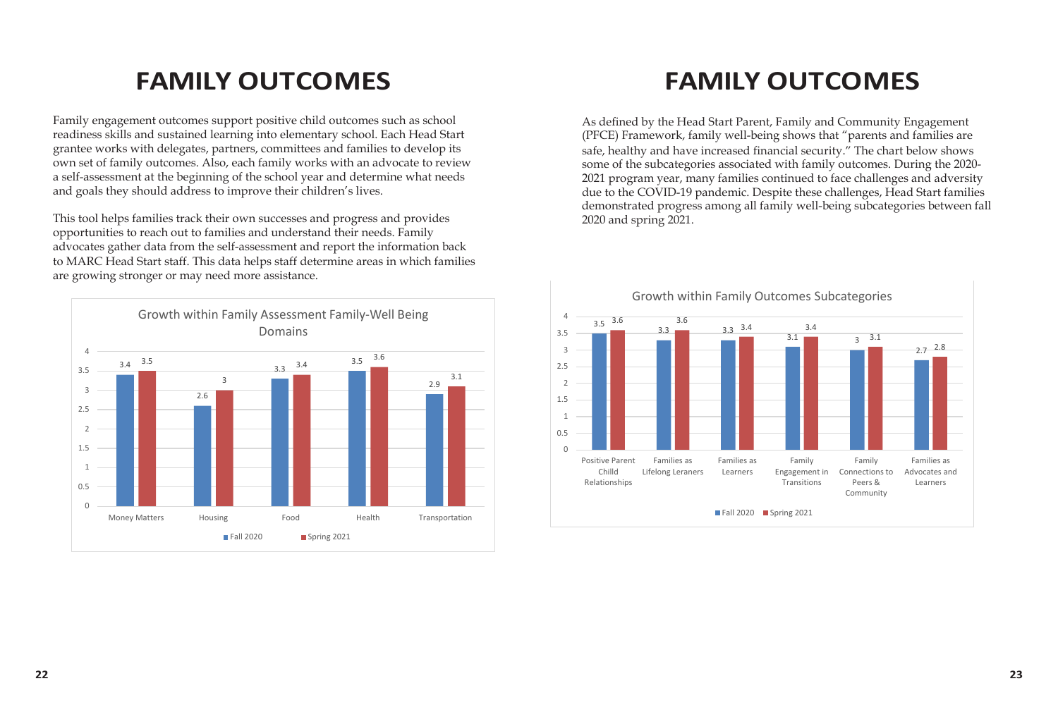# FAMILY OUTCOMES

Family engagement outcomes support positive child outcomes such as school readiness skills and sustained learning into elementary school. Each Head Start grantee works with delegates, partners, committees and families to develop its own set of family outcomes. Also, each family works with an advocate to review a self-assessment at the beginning of the school year and determine what needs and goals they should address to improve their children's lives.

This tool helps families track their own successes and progress and provides opportunities to reach out to families and understand their needs. Family advocates gather data from the self-assessment and report the information back to MARC Head Start staff. This data helps staff determine areas in which families are growing stronger or may need more assistance.

**Growth within Family Assessment Family-Well Being Domains**

| Domain | Fall 2020 | Spring 2021 |
|---|---|---|
| Money Matters | 3.4 | 3.5 |
| Housing | 2.6 | 3 |
| Food | 3.3 | 3.4 |
| Health | 3.5 | 3.6 |
| Transportation | 2.9 | 3.1 |

# FAMILY OUTCOMES

As defined by the Head Start Parent, Family and Community Engagement (PFCE) Framework, family well-being shows that "parents and families are safe, healthy and have increased financial security." The chart below shows some of the subcategories associated with family outcomes. During the 2020-2021 program year, many families continued to face challenges and adversity due to the COVID-19 pandemic. Despite these challenges, Head Start families demonstrated progress among all family well-being subcategories between fall 2020 and spring 2021.

**Growth within Family Outcomes Subcategories**

| Subcategory | Fall 2020 | Spring 2021 |
|---|---|---|
| Positive Parent Childd Relationships | 3.5 | 3.6 |
| Families as Lifelong Leraners | 3.3 | 3.6 |
| Families as Learners | 3.3 | 3.4 |
| Family Engagement in Transitions | 3.1 | 3.4 |
| Family Connections to Peers & Community | 3 | 3.1 |
| Families as Advocates and Learners | 2.7 | 2.8 |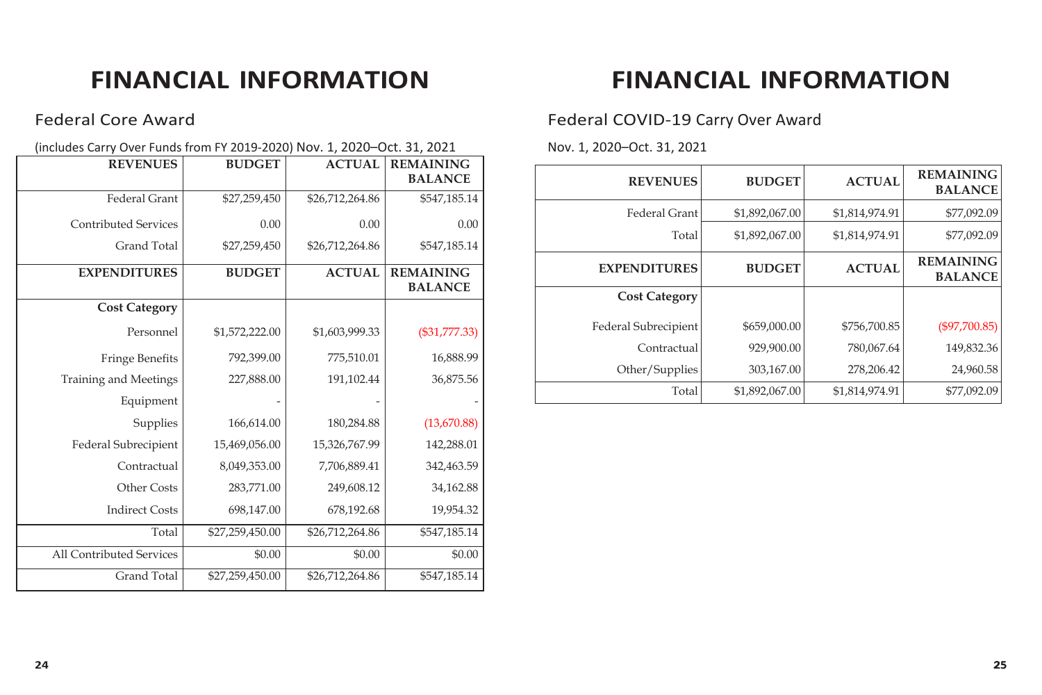# FINANCIAL INFORMATION

## Federal Core Award

(includes Carry Over Funds from FY 2019-2020) Nov. 1, 2020–Oct. 31, 2021

| REVENUES | BUDGET | ACTUAL | REMAINING BALANCE |
|---|---|---|---|
| Federal Grant | $27,259,450 | $26,712,264.86 | $547,185.14 |
| Contributed Services | 0.00 | 0.00 | 0.00 |
| Grand Total | $27,259,450 | $26,712,264.86 | $547,185.14 |
| **EXPENDITURES** | **BUDGET** | **ACTUAL** | **REMAINING BALANCE** |
| **Cost Category** | | | |
| Personnel | $1,572,222.00 | $1,603,999.33 | ($31,777.33) |
| Fringe Benefits | 792,399.00 | 775,510.01 | 16,888.99 |
| Training and Meetings | 227,888.00 | 191,102.44 | 36,875.56 |
| Equipment | - | - | - |
| Supplies | 166,614.00 | 180,284.88 | (13,670.88) |
| Federal Subrecipient | 15,469,056.00 | 15,326,767.99 | 142,288.01 |
| Contractual | 8,049,353.00 | 7,706,889.41 | 342,463.59 |
| Other Costs | 283,771.00 | 249,608.12 | 34,162.88 |
| Indirect Costs | 698,147.00 | 678,192.68 | 19,954.32 |
| Total | $27,259,450.00 | $26,712,264.86 | $547,185.14 |
| All Contributed Services | $0.00 | $0.00 | $0.00 |
| Grand Total | $27,259,450.00 | $26,712,264.86 | $547,185.14 |

# FINANCIAL INFORMATION

## Federal COVID-19 Carry Over Award

Nov. 1, 2020–Oct. 31, 2021

| REVENUES | BUDGET | ACTUAL | REMAINING BALANCE |
|---|---|---|---|
| Federal Grant | $1,892,067.00 | $1,814,974.91 | $77,092.09 |
| Total | $1,892,067.00 | $1,814,974.91 | $77,092.09 |
| **EXPENDITURES** | **BUDGET** | **ACTUAL** | **REMAINING BALANCE** |
| **Cost Category** | | | |
| Federal Subrecipient | $659,000.00 | $756,700.85 | ($97,700.85) |
| Contractual | 929,900.00 | 780,067.64 | 149,832.36 |
| Other/Supplies | 303,167.00 | 278,206.42 | 24,960.58 |
| Total | $1,892,067.00 | $1,814,974.91 | $77,092.09 |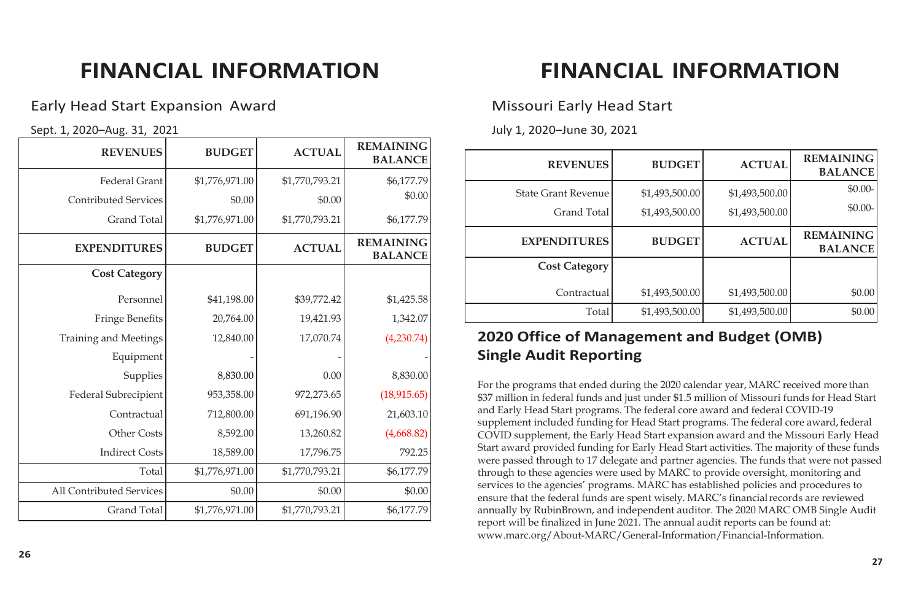# FINANCIAL INFORMATION

## Early Head Start Expansion Award

Sept. 1, 2020–Aug. 31, 2021

| REVENUES | BUDGET | ACTUAL | REMAINING BALANCE |
|---|---|---|---|
| Federal Grant | $1,776,971.00 | $1,770,793.21 | $6,177.79 |
| Contributed Services | $0.00 | $0.00 | $0.00 |
| Grand Total | $1,776,971.00 | $1,770,793.21 | $6,177.79 |
| **EXPENDITURES** | **BUDGET** | **ACTUAL** | **REMAINING BALANCE** |
| **Cost Category** | | | |
| Personnel | $41,198.00 | $39,772.42 | $1,425.58 |
| Fringe Benefits | 20,764.00 | 19,421.93 | 1,342.07 |
| Training and Meetings | 12,840.00 | 17,070.74 | (4,230.74) |
| Equipment | - | - | - |
| Supplies | 8,830.00 | 0.00 | 8,830.00 |
| Federal Subrecipient | 953,358.00 | 972,273.65 | (18,915.65) |
| Contractual | 712,800.00 | 691,196.90 | 21,603.10 |
| Other Costs | 8,592.00 | 13,260.82 | (4,668.82) |
| Indirect Costs | 18,589.00 | 17,796.75 | 792.25 |
| Total | $1,776,971.00 | $1,770,793.21 | $6,177.79 |
| All Contributed Services | $0.00 | $0.00 | $0.00 |
| Grand Total | $1,776,971.00 | $1,770,793.21 | $6,177.79 |

# FINANCIAL INFORMATION

## Missouri Early Head Start

July 1, 2020–June 30, 2021

| REVENUES | BUDGET | ACTUAL | REMAINING BALANCE |
|---|---|---|---|
| State Grant Revenue | $1,493,500.00 | $1,493,500.00 | $0.00- |
| Grand Total | $1,493,500.00 | $1,493,500.00 | $0.00- |
| **EXPENDITURES** | **BUDGET** | **ACTUAL** | **REMAINING BALANCE** |
| **Cost Category** | | | |
| Contractual | $1,493,500.00 | $1,493,500.00 | $0.00 |
| Total | $1,493,500.00 | $1,493,500.00 | $0.00 |

## 2020 Office of Management and Budget (OMB) Single Audit Reporting

For the programs that ended during the 2020 calendar year, MARC received more than $37 million in federal funds and just under $1.5 million of Missouri funds for Head Start and Early Head Start programs. The federal core award and federal COVID-19 supplement included funding for Head Start programs. The federal core award, federal COVID supplement, the Early Head Start expansion award and the Missouri Early Head Start award provided funding for Early Head Start activities. The majority of these funds were passed through to 17 delegate and partner agencies. The funds that were not passed through to these agencies were used by MARC to provide oversight, monitoring and services to the agencies' programs. MARC has established policies and procedures to ensure that the federal funds are spent wisely. MARC's financial records are reviewed annually by RubinBrown, and independent auditor. The 2020 MARC OMB Single Audit report will be finalized in June 2021. The annual audit reports can be found at: www.marc.org/About-MARC/General-Information/Financial-Information.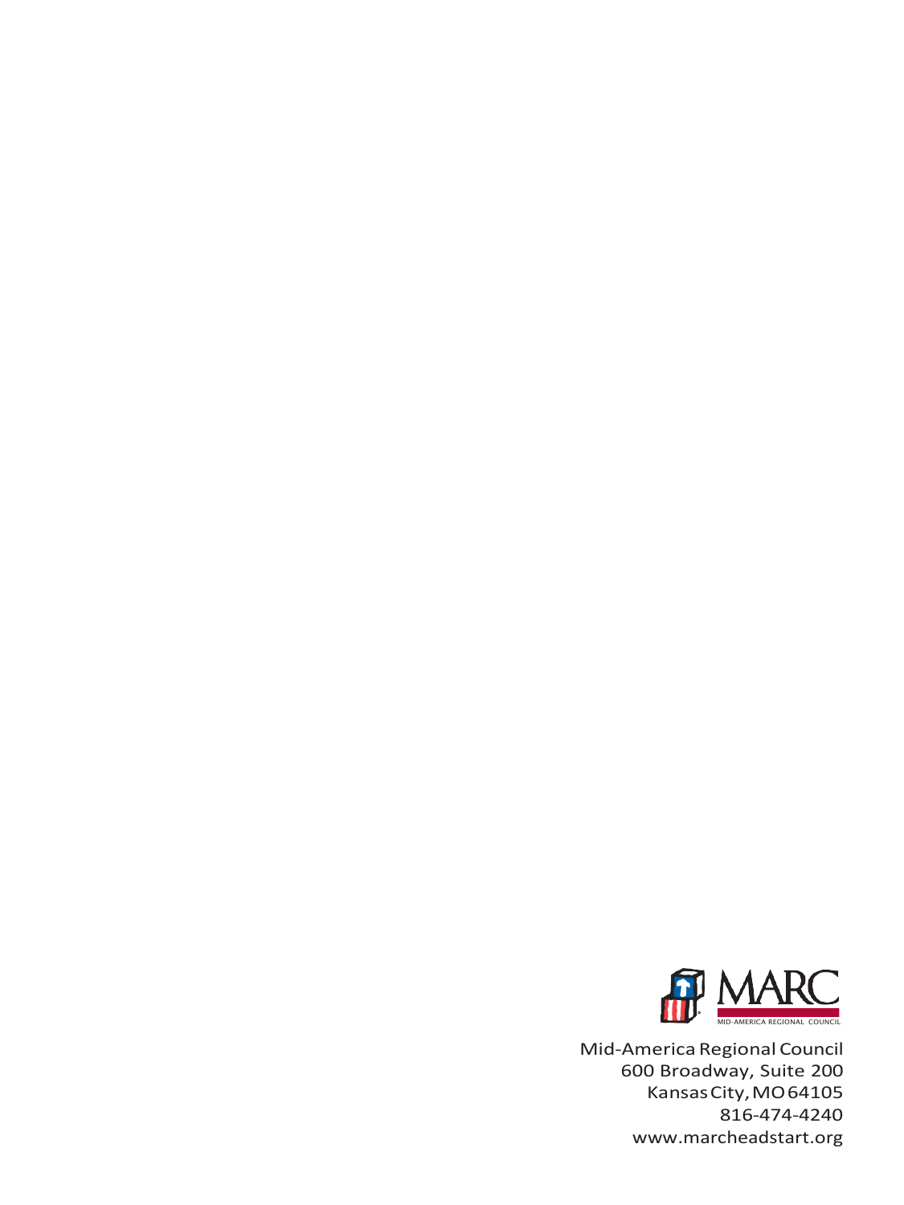MARC

MID-AMERICA REGIONAL COUNCIL

Mid-America Regional Council
600 Broadway, Suite 200
Kansas City, MO 64105
816-474-4240
www.marcheadstart.org